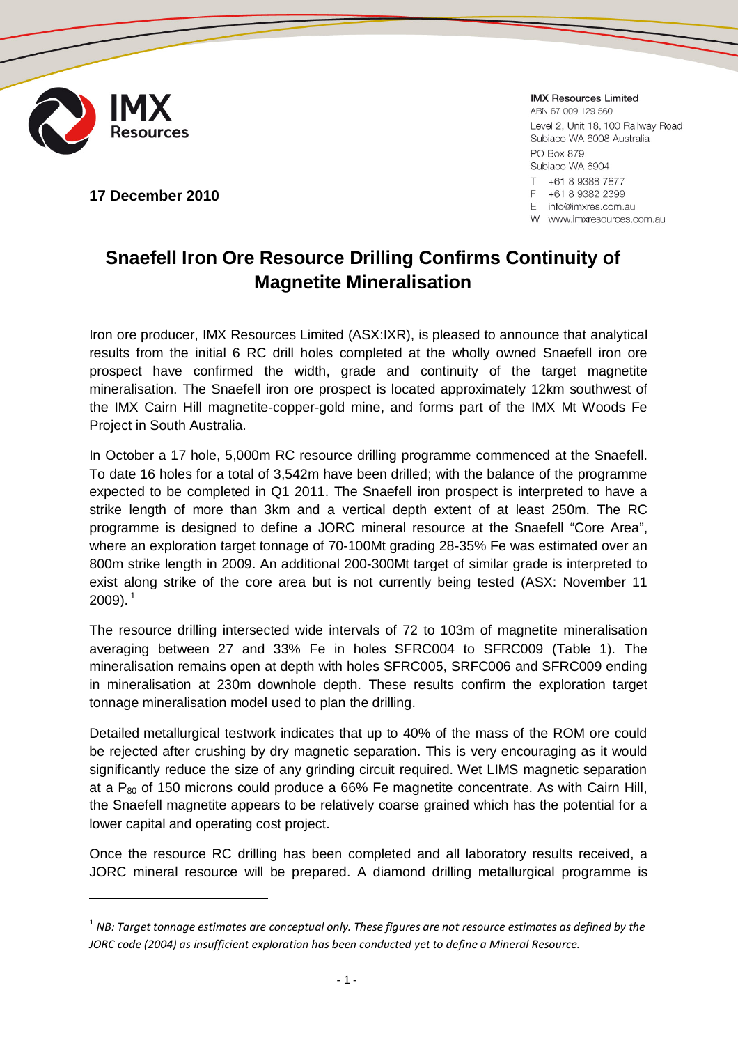**IMX Resources Limited**
ABN 67 009 129 560
Level 2, Unit 18, 100 Railway Road
Subiaco WA 6008 Australia
PO Box 879
Subiaco WA 6904
T +61 8 9388 7877
F +61 8 9382 2399
E info@imxres.com.au
W www.imxresources.com.au

**17 December 2010**

# Snaefell Iron Ore Resource Drilling Confirms Continuity of Magnetite Mineralisation

Iron ore producer, IMX Resources Limited (ASX:IXR), is pleased to announce that analytical results from the initial 6 RC drill holes completed at the wholly owned Snaefell iron ore prospect have confirmed the width, grade and continuity of the target magnetite mineralisation. The Snaefell iron ore prospect is located approximately 12km southwest of the IMX Cairn Hill magnetite-copper-gold mine, and forms part of the IMX Mt Woods Fe Project in South Australia.

In October a 17 hole, 5,000m RC resource drilling programme commenced at the Snaefell. To date 16 holes for a total of 3,542m have been drilled; with the balance of the programme expected to be completed in Q1 2011. The Snaefell iron prospect is interpreted to have a strike length of more than 3km and a vertical depth extent of at least 250m. The RC programme is designed to define a JORC mineral resource at the Snaefell "Core Area", where an exploration target tonnage of 70-100Mt grading 28-35% Fe was estimated over an 800m strike length in 2009. An additional 200-300Mt target of similar grade is interpreted to exist along strike of the core area but is not currently being tested (ASX: November 11 2009).[1]

The resource drilling intersected wide intervals of 72 to 103m of magnetite mineralisation averaging between 27 and 33% Fe in holes SFRC004 to SFRC009 (Table 1). The mineralisation remains open at depth with holes SFRC005, SRFC006 and SFRC009 ending in mineralisation at 230m downhole depth. These results confirm the exploration target tonnage mineralisation model used to plan the drilling.

Detailed metallurgical testwork indicates that up to 40% of the mass of the ROM ore could be rejected after crushing by dry magnetic separation. This is very encouraging as it would significantly reduce the size of any grinding circuit required. Wet LIMS magnetic separation at a $P_{80}$ of 150 microns could produce a 66% Fe magnetite concentrate. As with Cairn Hill, the Snaefell magnetite appears to be relatively coarse grained which has the potential for a lower capital and operating cost project.

Once the resource RC drilling has been completed and all laboratory results received, a JORC mineral resource will be prepared. A diamond drilling metallurgical programme is

[1] *NB: Target tonnage estimates are conceptual only. These figures are not resource estimates as defined by the JORC code (2004) as insufficient exploration has been conducted yet to define a Mineral Resource.*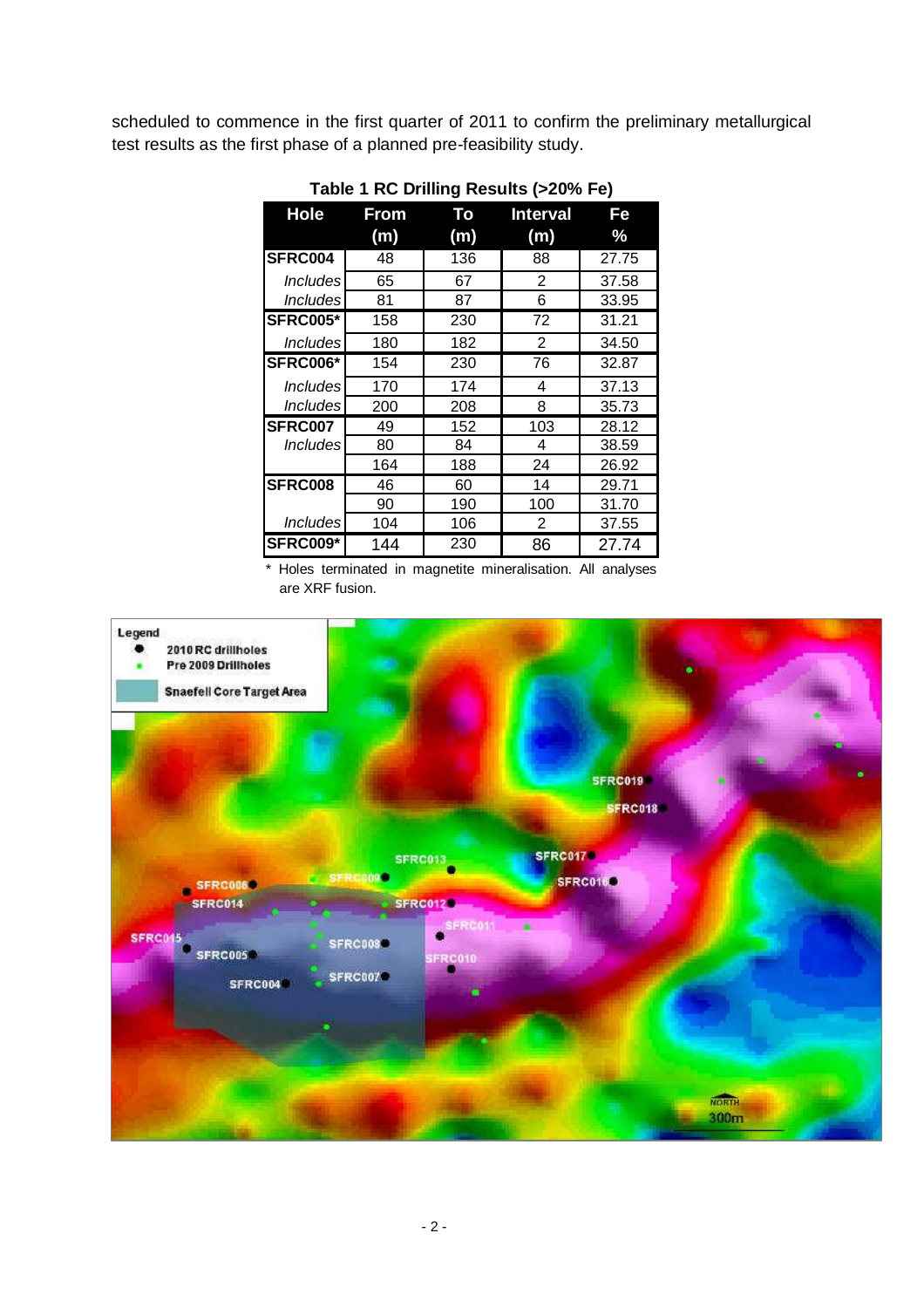scheduled to commence in the first quarter of 2011 to confirm the preliminary metallurgical test results as the first phase of a planned pre-feasibility study.

**Table 1 RC Drilling Results (>20% Fe)**

| Hole | From (m) | To (m) | Interval (m) | Fe % |
|---|---|---|---|---|
| **SFRC004** | 48 | 136 | 88 | 27.75 |
| *Includes* | 65 | 67 | 2 | 37.58 |
| *Includes* | 81 | 87 | 6 | 33.95 |
| **SFRC005*** | 158 | 230 | 72 | 31.21 |
| *Includes* | 180 | 182 | 2 | 34.50 |
| **SFRC006*** | 154 | 230 | 76 | 32.87 |
| *Includes* | 170 | 174 | 4 | 37.13 |
| *Includes* | 200 | 208 | 8 | 35.73 |
| **SFRC007** | 49 | 152 | 103 | 28.12 |
| *Includes* | 80 | 84 | 4 | 38.59 |
| | 164 | 188 | 24 | 26.92 |
| **SFRC008** | 46 | 60 | 14 | 29.71 |
| | 90 | 190 | 100 | 31.70 |
| *Includes* | 104 | 106 | 2 | 37.55 |
| **SFRC009*** | 144 | 230 | 86 | 27.74 |

\* Holes terminated in magnetite mineralisation. All analyses are XRF fusion.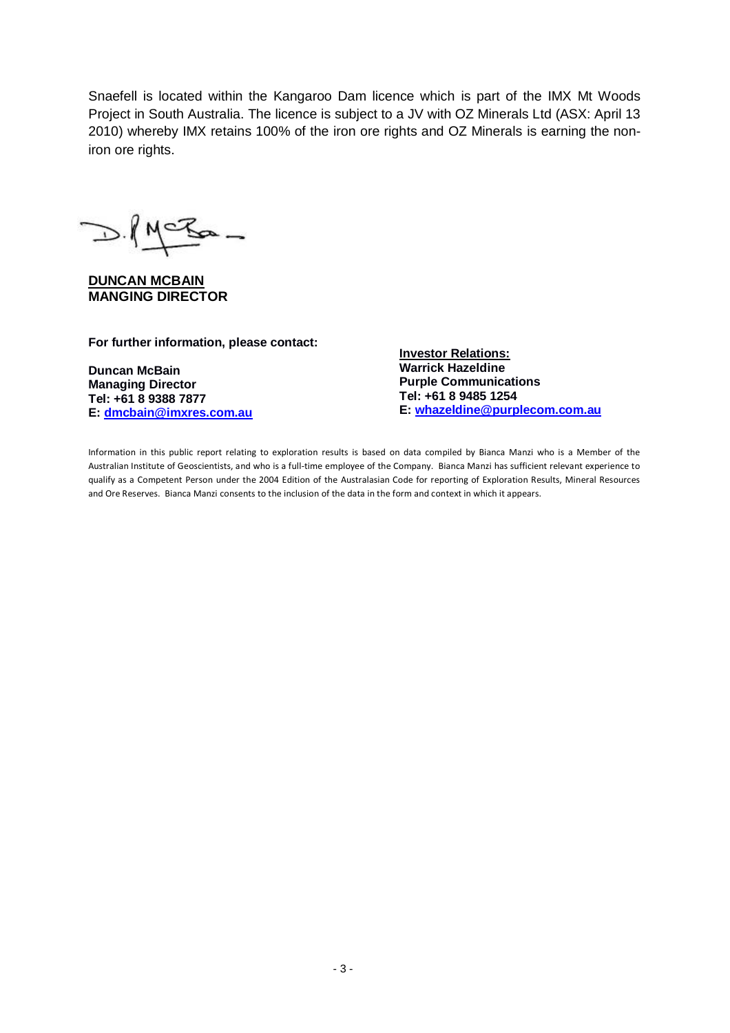Snaefell is located within the Kangaroo Dam licence which is part of the IMX Mt Woods Project in South Australia. The licence is subject to a JV with OZ Minerals Ltd (ASX: April 13 2010) whereby IMX retains 100% of the iron ore rights and OZ Minerals is earning the non-iron ore rights.

**DUNCAN MCBAIN**
**MANGING DIRECTOR**

**For further information, please contact:**

**Duncan McBain**
**Managing Director**
**Tel: +61 8 9388 7877**
**E: dmcbain@imxres.com.au**

**Investor Relations:**
**Warrick Hazeldine**
**Purple Communications**
**Tel: +61 8 9485 1254**
**E: whazeldine@purplecom.com.au**

Information in this public report relating to exploration results is based on data compiled by Bianca Manzi who is a Member of the Australian Institute of Geoscientists, and who is a full-time employee of the Company. Bianca Manzi has sufficient relevant experience to qualify as a Competent Person under the 2004 Edition of the Australasian Code for reporting of Exploration Results, Mineral Resources and Ore Reserves. Bianca Manzi consents to the inclusion of the data in the form and context in which it appears.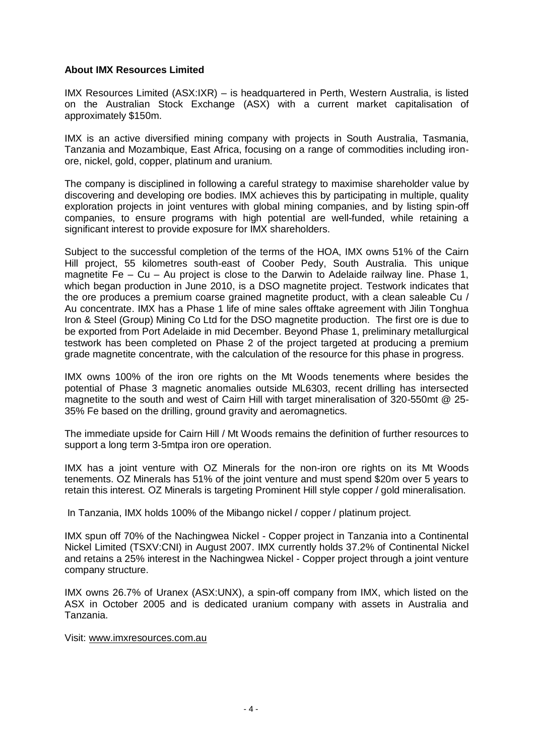**About IMX Resources Limited**

IMX Resources Limited (ASX:IXR) – is headquartered in Perth, Western Australia, is listed on the Australian Stock Exchange (ASX) with a current market capitalisation of approximately $150m.

IMX is an active diversified mining company with projects in South Australia, Tasmania, Tanzania and Mozambique, East Africa, focusing on a range of commodities including iron-ore, nickel, gold, copper, platinum and uranium.

The company is disciplined in following a careful strategy to maximise shareholder value by discovering and developing ore bodies. IMX achieves this by participating in multiple, quality exploration projects in joint ventures with global mining companies, and by listing spin-off companies, to ensure programs with high potential are well-funded, while retaining a significant interest to provide exposure for IMX shareholders.

Subject to the successful completion of the terms of the HOA, IMX owns 51% of the Cairn Hill project, 55 kilometres south-east of Coober Pedy, South Australia. This unique magnetite Fe – Cu – Au project is close to the Darwin to Adelaide railway line. Phase 1, which began production in June 2010, is a DSO magnetite project. Testwork indicates that the ore produces a premium coarse grained magnetite product, with a clean saleable Cu / Au concentrate. IMX has a Phase 1 life of mine sales offtake agreement with Jilin Tonghua Iron & Steel (Group) Mining Co Ltd for the DSO magnetite production. The first ore is due to be exported from Port Adelaide in mid December. Beyond Phase 1, preliminary metallurgical testwork has been completed on Phase 2 of the project targeted at producing a premium grade magnetite concentrate, with the calculation of the resource for this phase in progress.

IMX owns 100% of the iron ore rights on the Mt Woods tenements where besides the potential of Phase 3 magnetic anomalies outside ML6303, recent drilling has intersected magnetite to the south and west of Cairn Hill with target mineralisation of 320-550mt @ 25-35% Fe based on the drilling, ground gravity and aeromagnetics.

The immediate upside for Cairn Hill / Mt Woods remains the definition of further resources to support a long term 3-5mtpa iron ore operation.

IMX has a joint venture with OZ Minerals for the non-iron ore rights on its Mt Woods tenements. OZ Minerals has 51% of the joint venture and must spend $20m over 5 years to retain this interest. OZ Minerals is targeting Prominent Hill style copper / gold mineralisation.

In Tanzania, IMX holds 100% of the Mibango nickel / copper / platinum project.

IMX spun off 70% of the Nachingwea Nickel - Copper project in Tanzania into a Continental Nickel Limited (TSXV:CNI) in August 2007. IMX currently holds 37.2% of Continental Nickel and retains a 25% interest in the Nachingwea Nickel - Copper project through a joint venture company structure.

IMX owns 26.7% of Uranex (ASX:UNX), a spin-off company from IMX, which listed on the ASX in October 2005 and is dedicated uranium company with assets in Australia and Tanzania.

Visit: www.imxresources.com.au